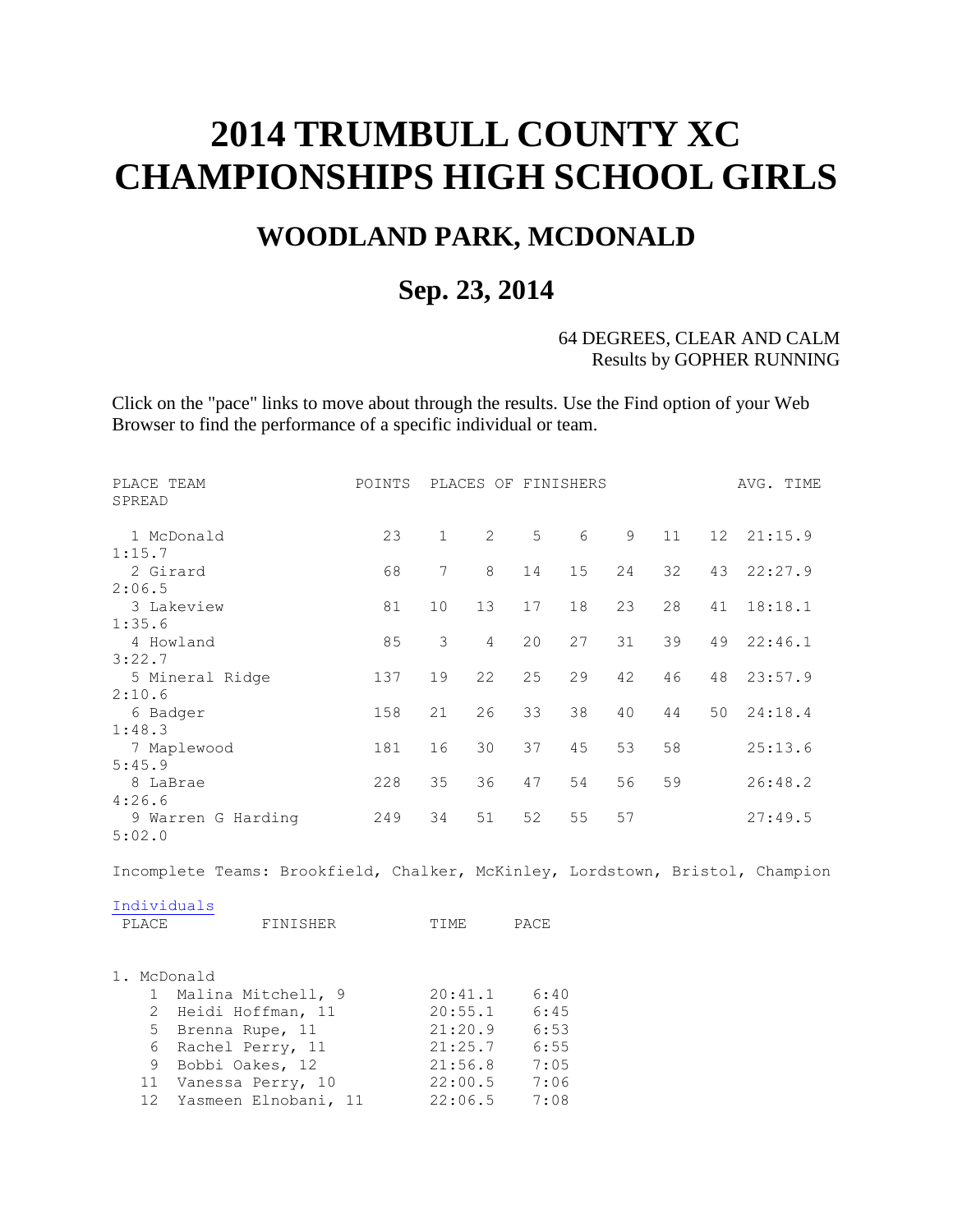# 2014 TRUMBULL COUNTY XC CHAMPIONSHIPS HIGH SCHOOL GIRLS

## WOODLAND PARK, MCDONALD

## Sep. 23, 2014

64 DEGREES, CLEAR AND CALM
Results by GOPHER RUNNING

Click on the "pace" links to move about through the results. Use the Find option of your Web Browser to find the performance of a specific individual or team.

| PLACE | TEAM | POINTS | PLACES OF FINISHERS | | | | | | | AVG. TIME | SPREAD |
|---|---|---|---|---|---|---|---|---|---|---|---|
| 1 | McDonald | 23 | 1 | 2 | 5 | 6 | 9 | 11 | 12 | 21:15.9 | 1:15.7 |
| 2 | Girard | 68 | 7 | 8 | 14 | 15 | 24 | 32 | 43 | 22:27.9 | 2:06.5 |
| 3 | Lakeview | 81 | 10 | 13 | 17 | 18 | 23 | 28 | 41 | 18:18.1 | 1:35.6 |
| 4 | Howland | 85 | 3 | 4 | 20 | 27 | 31 | 39 | 49 | 22:46.1 | 3:22.7 |
| 5 | Mineral Ridge | 137 | 19 | 22 | 25 | 29 | 42 | 46 | 48 | 23:57.9 | 2:10.6 |
| 6 | Badger | 158 | 21 | 26 | 33 | 38 | 40 | 44 | 50 | 24:18.4 | 1:48.3 |
| 7 | Maplewood | 181 | 16 | 30 | 37 | 45 | 53 | 58 | | 25:13.6 | 5:45.9 |
| 8 | LaBrae | 228 | 35 | 36 | 47 | 54 | 56 | 59 | | 26:48.2 | 4:26.6 |
| 9 | Warren G Harding | 249 | 34 | 51 | 52 | 55 | 57 | | | 27:49.5 | 5:02.0 |

Incomplete Teams: Brookfield, Chalker, McKinley, Lordstown, Bristol, Champion

Individuals

| PLACE | FINISHER | TIME | PACE |
|---|---|---|---|
| **1. McDonald** | | | |
| 1 | Malina Mitchell, 9 | 20:41.1 | 6:40 |
| 2 | Heidi Hoffman, 11 | 20:55.1 | 6:45 |
| 5 | Brenna Rupe, 11 | 21:20.9 | 6:53 |
| 6 | Rachel Perry, 11 | 21:25.7 | 6:55 |
| 9 | Bobbi Oakes, 12 | 21:56.8 | 7:05 |
| 11 | Vanessa Perry, 10 | 22:00.5 | 7:06 |
| 12 | Yasmeen Elnobani, 11 | 22:06.5 | 7:08 |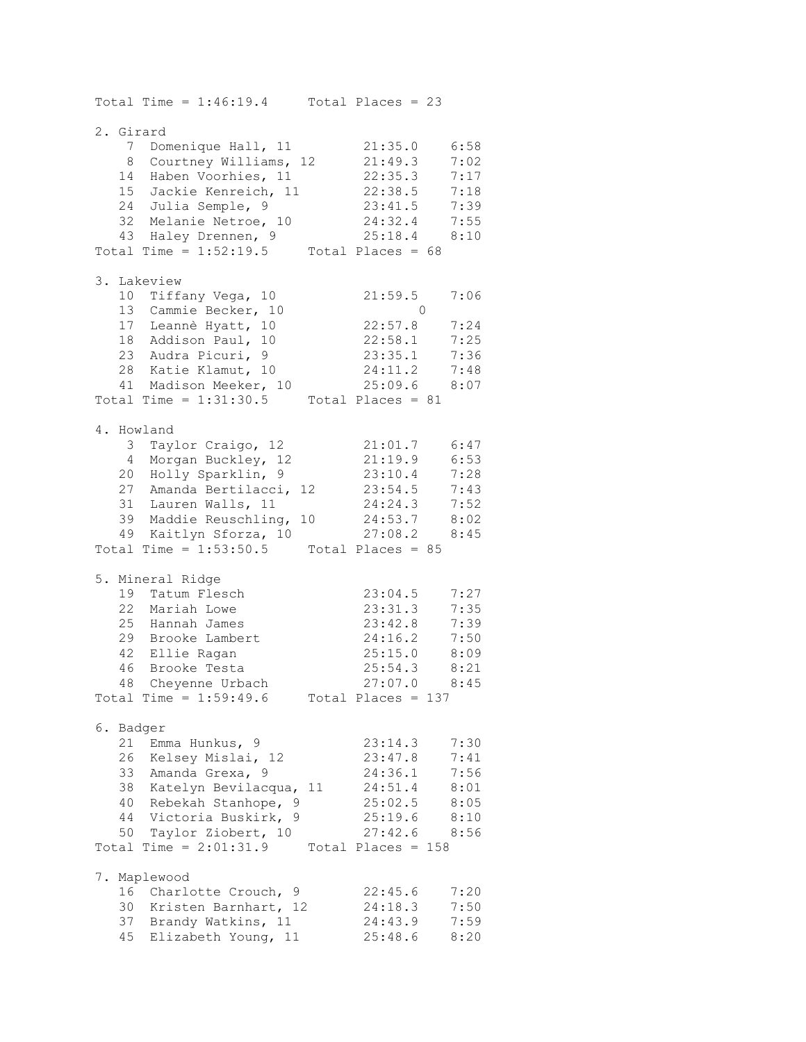```
Total Time = 1:46:19.4     Total Places = 23

2. Girard
    7  Domenique Hall, 11         21:35.0    6:58
    8  Courtney Williams, 12      21:49.3    7:02
   14  Haben Voorhies, 11         22:35.3    7:17
   15  Jackie Kenreich, 11        22:38.5    7:18
   24  Julia Semple, 9            23:41.5    7:39
   32  Melanie Netroe, 10         24:32.4    7:55
   43  Haley Drennen, 9           25:18.4    8:10
Total Time = 1:52:19.5     Total Places = 68

3. Lakeview
   10  Tiffany Vega, 10           21:59.5    7:06
   13  Cammie Becker, 10               0
   17  Leannè Hyatt, 10           22:57.8    7:24
   18  Addison Paul, 10           22:58.1    7:25
   23  Audra Picuri, 9            23:35.1    7:36
   28  Katie Klamut, 10           24:11.2    7:48
   41  Madison Meeker, 10         25:09.6    8:07
Total Time = 1:31:30.5     Total Places = 81

4. Howland
    3  Taylor Craigo, 12          21:01.7    6:47
    4  Morgan Buckley, 12         21:19.9    6:53
   20  Holly Sparklin, 9          23:10.4    7:28
   27  Amanda Bertilacci, 12      23:54.5    7:43
   31  Lauren Walls, 11           24:24.3    7:52
   39  Maddie Reuschling, 10      24:53.7    8:02
   49  Kaitlyn Sforza, 10         27:08.2    8:45
Total Time = 1:53:50.5     Total Places = 85

5. Mineral Ridge
   19  Tatum Flesch               23:04.5    7:27
   22  Mariah Lowe                23:31.3    7:35
   25  Hannah James               23:42.8    7:39
   29  Brooke Lambert             24:16.2    7:50
   42  Ellie Ragan                25:15.0    8:09
   46  Brooke Testa               25:54.3    8:21
   48  Cheyenne Urbach            27:07.0    8:45
Total Time = 1:59:49.6     Total Places = 137

6. Badger
   21  Emma Hunkus, 9             23:14.3    7:30
   26  Kelsey Mislai, 12          23:47.8    7:41
   33  Amanda Grexa, 9            24:36.1    7:56
   38  Katelyn Bevilacqua, 11     24:51.4    8:01
   40  Rebekah Stanhope, 9        25:02.5    8:05
   44  Victoria Buskirk, 9        25:19.6    8:10
   50  Taylor Ziobert, 10         27:42.6    8:56
Total Time = 2:01:31.9     Total Places = 158

7. Maplewood
   16  Charlotte Crouch, 9        22:45.6    7:20
   30  Kristen Barnhart, 12       24:18.3    7:50
   37  Brandy Watkins, 11         24:43.9    7:59
   45  Elizabeth Young, 11        25:48.6    8:20
```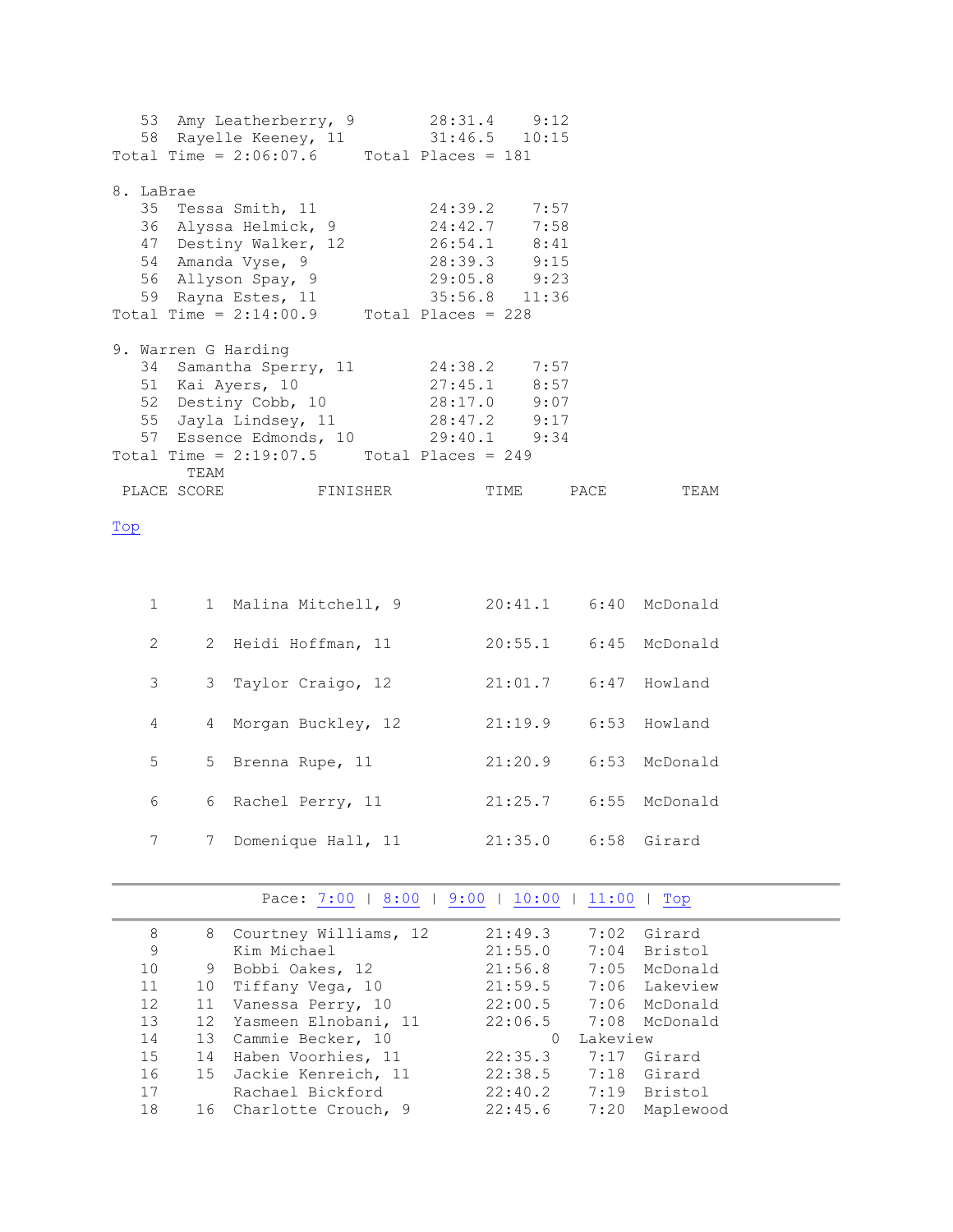| | | | |
|---|---|---|---|
| 53 | Amy Leatherberry, 9 | 28:31.4 | 9:12 |
| 58 | Rayelle Keeney, 11 | 31:46.5 | 10:15 |

Total Time = 2:06:07.6     Total Places = 181

8. LaBrae

| | | | |
|---|---|---|---|
| 35 | Tessa Smith, 11 | 24:39.2 | 7:57 |
| 36 | Alyssa Helmick, 9 | 24:42.7 | 7:58 |
| 47 | Destiny Walker, 12 | 26:54.1 | 8:41 |
| 54 | Amanda Vyse, 9 | 28:39.3 | 9:15 |
| 56 | Allyson Spay, 9 | 29:05.8 | 9:23 |
| 59 | Rayna Estes, 11 | 35:56.8 | 11:36 |

Total Time = 2:14:00.9     Total Places = 228

9. Warren G Harding

| | | | |
|---|---|---|---|
| 34 | Samantha Sperry, 11 | 24:38.2 | 7:57 |
| 51 | Kai Ayers, 10 | 27:45.1 | 8:57 |
| 52 | Destiny Cobb, 10 | 28:17.0 | 9:07 |
| 55 | Jayla Lindsey, 11 | 28:47.2 | 9:17 |
| 57 | Essence Edmonds, 10 | 29:40.1 | 9:34 |

Total Time = 2:19:07.5     Total Places = 249

Top

| PLACE | TEAM SCORE | FINISHER | TIME | PACE | TEAM |
|---|---|---|---|---|---|
| 1 | 1 | Malina Mitchell, 9 | 20:41.1 | 6:40 | McDonald |
| 2 | 2 | Heidi Hoffman, 11 | 20:55.1 | 6:45 | McDonald |
| 3 | 3 | Taylor Craigo, 12 | 21:01.7 | 6:47 | Howland |
| 4 | 4 | Morgan Buckley, 12 | 21:19.9 | 6:53 | Howland |
| 5 | 5 | Brenna Rupe, 11 | 21:20.9 | 6:53 | McDonald |
| 6 | 6 | Rachel Perry, 11 | 21:25.7 | 6:55 | McDonald |
| 7 | 7 | Domenique Hall, 11 | 21:35.0 | 6:58 | Girard |

Pace: 7:00 | 8:00 | 9:00 | 10:00 | 11:00 | Top

| PLACE | TEAM SCORE | FINISHER | TIME | PACE | TEAM |
|---|---|---|---|---|---|
| 8 | 8 | Courtney Williams, 12 | 21:49.3 | 7:02 | Girard |
| 9 | | Kim Michael | 21:55.0 | 7:04 | Bristol |
| 10 | 9 | Bobbi Oakes, 12 | 21:56.8 | 7:05 | McDonald |
| 11 | 10 | Tiffany Vega, 10 | 21:59.5 | 7:06 | Lakeview |
| 12 | 11 | Vanessa Perry, 10 | 22:00.5 | 7:06 | McDonald |
| 13 | 12 | Yasmeen Elnobani, 11 | 22:06.5 | 7:08 | McDonald |
| 14 | 13 | Cammie Becker, 10 | 0 | | Lakeview |
| 15 | 14 | Haben Voorhies, 11 | 22:35.3 | 7:17 | Girard |
| 16 | 15 | Jackie Kenreich, 11 | 22:38.5 | 7:18 | Girard |
| 17 | | Rachael Bickford | 22:40.2 | 7:19 | Bristol |
| 18 | 16 | Charlotte Crouch, 9 | 22:45.6 | 7:20 | Maplewood |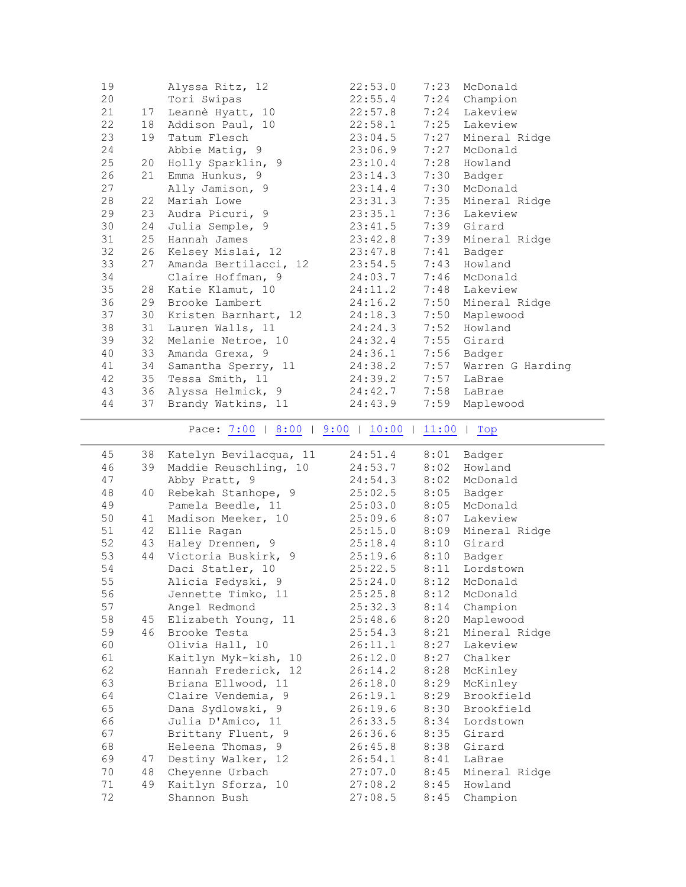| | | | | | |
|---|---|---|---|---|---|
| 19 | | Alyssa Ritz, 12 | 22:53.0 | 7:23 | McDonald |
| 20 | | Tori Swipas | 22:55.4 | 7:24 | Champion |
| 21 | 17 | Leannè Hyatt, 10 | 22:57.8 | 7:24 | Lakeview |
| 22 | 18 | Addison Paul, 10 | 22:58.1 | 7:25 | Lakeview |
| 23 | 19 | Tatum Flesch | 23:04.5 | 7:27 | Mineral Ridge |
| 24 | | Abbie Matig, 9 | 23:06.9 | 7:27 | McDonald |
| 25 | 20 | Holly Sparklin, 9 | 23:10.4 | 7:28 | Howland |
| 26 | 21 | Emma Hunkus, 9 | 23:14.3 | 7:30 | Badger |
| 27 | | Ally Jamison, 9 | 23:14.4 | 7:30 | McDonald |
| 28 | 22 | Mariah Lowe | 23:31.3 | 7:35 | Mineral Ridge |
| 29 | 23 | Audra Picuri, 9 | 23:35.1 | 7:36 | Lakeview |
| 30 | 24 | Julia Semple, 9 | 23:41.5 | 7:39 | Girard |
| 31 | 25 | Hannah James | 23:42.8 | 7:39 | Mineral Ridge |
| 32 | 26 | Kelsey Mislai, 12 | 23:47.8 | 7:41 | Badger |
| 33 | 27 | Amanda Bertilacci, 12 | 23:54.5 | 7:43 | Howland |
| 34 | | Claire Hoffman, 9 | 24:03.7 | 7:46 | McDonald |
| 35 | 28 | Katie Klamut, 10 | 24:11.2 | 7:48 | Lakeview |
| 36 | 29 | Brooke Lambert | 24:16.2 | 7:50 | Mineral Ridge |
| 37 | 30 | Kristen Barnhart, 12 | 24:18.3 | 7:50 | Maplewood |
| 38 | 31 | Lauren Walls, 11 | 24:24.3 | 7:52 | Howland |
| 39 | 32 | Melanie Netroe, 10 | 24:32.4 | 7:55 | Girard |
| 40 | 33 | Amanda Grexa, 9 | 24:36.1 | 7:56 | Badger |
| 41 | 34 | Samantha Sperry, 11 | 24:38.2 | 7:57 | Warren G Harding |
| 42 | 35 | Tessa Smith, 11 | 24:39.2 | 7:57 | LaBrae |
| 43 | 36 | Alyssa Helmick, 9 | 24:42.7 | 7:58 | LaBrae |
| 44 | 37 | Brandy Watkins, 11 | 24:43.9 | 7:59 | Maplewood |

Pace: 7:00 | 8:00 | 9:00 | 10:00 | 11:00 | Top

| | | | | | |
|---|---|---|---|---|---|
| 45 | 38 | Katelyn Bevilacqua, 11 | 24:51.4 | 8:01 | Badger |
| 46 | 39 | Maddie Reuschling, 10 | 24:53.7 | 8:02 | Howland |
| 47 | | Abby Pratt, 9 | 24:54.3 | 8:02 | McDonald |
| 48 | 40 | Rebekah Stanhope, 9 | 25:02.5 | 8:05 | Badger |
| 49 | | Pamela Beedle, 11 | 25:03.0 | 8:05 | McDonald |
| 50 | 41 | Madison Meeker, 10 | 25:09.6 | 8:07 | Lakeview |
| 51 | 42 | Ellie Ragan | 25:15.0 | 8:09 | Mineral Ridge |
| 52 | 43 | Haley Drennen, 9 | 25:18.4 | 8:10 | Girard |
| 53 | 44 | Victoria Buskirk, 9 | 25:19.6 | 8:10 | Badger |
| 54 | | Daci Statler, 10 | 25:22.5 | 8:11 | Lordstown |
| 55 | | Alicia Fedyski, 9 | 25:24.0 | 8:12 | McDonald |
| 56 | | Jennette Timko, 11 | 25:25.8 | 8:12 | McDonald |
| 57 | | Angel Redmond | 25:32.3 | 8:14 | Champion |
| 58 | 45 | Elizabeth Young, 11 | 25:48.6 | 8:20 | Maplewood |
| 59 | 46 | Brooke Testa | 25:54.3 | 8:21 | Mineral Ridge |
| 60 | | Olivia Hall, 10 | 26:11.1 | 8:27 | Lakeview |
| 61 | | Kaitlyn Myk-kish, 10 | 26:12.0 | 8:27 | Chalker |
| 62 | | Hannah Frederick, 12 | 26:14.2 | 8:28 | McKinley |
| 63 | | Briana Ellwood, 11 | 26:18.0 | 8:29 | McKinley |
| 64 | | Claire Vendemia, 9 | 26:19.1 | 8:29 | Brookfield |
| 65 | | Dana Sydlowski, 9 | 26:19.6 | 8:30 | Brookfield |
| 66 | | Julia D'Amico, 11 | 26:33.5 | 8:34 | Lordstown |
| 67 | | Brittany Fluent, 9 | 26:36.6 | 8:35 | Girard |
| 68 | | Heleena Thomas, 9 | 26:45.8 | 8:38 | Girard |
| 69 | 47 | Destiny Walker, 12 | 26:54.1 | 8:41 | LaBrae |
| 70 | 48 | Cheyenne Urbach | 27:07.0 | 8:45 | Mineral Ridge |
| 71 | 49 | Kaitlyn Sforza, 10 | 27:08.2 | 8:45 | Howland |
| 72 | | Shannon Bush | 27:08.5 | 8:45 | Champion |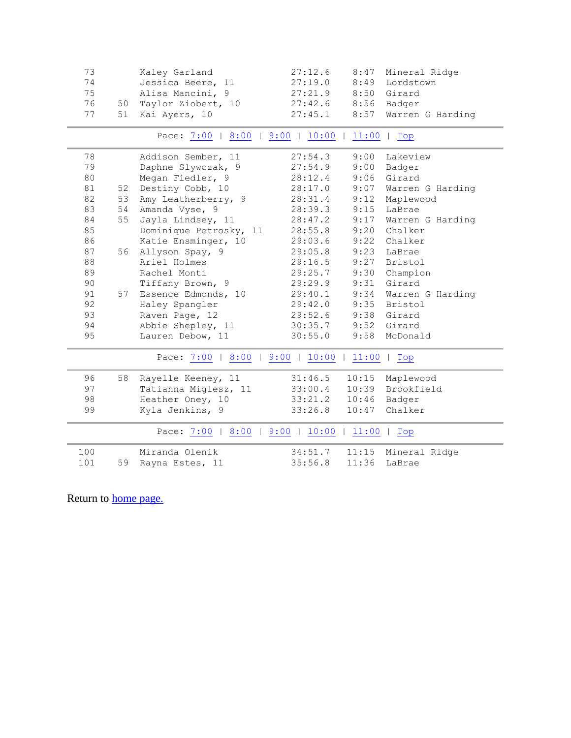| | | | | | |
|---|---|---|---|---|---|
| 73 | | Kaley Garland | 27:12.6 | 8:47 | Mineral Ridge |
| 74 | | Jessica Beere, 11 | 27:19.0 | 8:49 | Lordstown |
| 75 | | Alisa Mancini, 9 | 27:21.9 | 8:50 | Girard |
| 76 | 50 | Taylor Ziobert, 10 | 27:42.6 | 8:56 | Badger |
| 77 | 51 | Kai Ayers, 10 | 27:45.1 | 8:57 | Warren G Harding |

Pace: 7:00 | 8:00 | 9:00 | 10:00 | 11:00 | Top

| | | | | | |
|---|---|---|---|---|---|
| 78 | | Addison Sember, 11 | 27:54.3 | 9:00 | Lakeview |
| 79 | | Daphne Slywczak, 9 | 27:54.9 | 9:00 | Badger |
| 80 | | Megan Fiedler, 9 | 28:12.4 | 9:06 | Girard |
| 81 | 52 | Destiny Cobb, 10 | 28:17.0 | 9:07 | Warren G Harding |
| 82 | 53 | Amy Leatherberry, 9 | 28:31.4 | 9:12 | Maplewood |
| 83 | 54 | Amanda Vyse, 9 | 28:39.3 | 9:15 | LaBrae |
| 84 | 55 | Jayla Lindsey, 11 | 28:47.2 | 9:17 | Warren G Harding |
| 85 | | Dominique Petrosky, 11 | 28:55.8 | 9:20 | Chalker |
| 86 | | Katie Ensminger, 10 | 29:03.6 | 9:22 | Chalker |
| 87 | 56 | Allyson Spay, 9 | 29:05.8 | 9:23 | LaBrae |
| 88 | | Ariel Holmes | 29:16.5 | 9:27 | Bristol |
| 89 | | Rachel Monti | 29:25.7 | 9:30 | Champion |
| 90 | | Tiffany Brown, 9 | 29:29.9 | 9:31 | Girard |
| 91 | 57 | Essence Edmonds, 10 | 29:40.1 | 9:34 | Warren G Harding |
| 92 | | Haley Spangler | 29:42.0 | 9:35 | Bristol |
| 93 | | Raven Page, 12 | 29:52.6 | 9:38 | Girard |
| 94 | | Abbie Shepley, 11 | 30:35.7 | 9:52 | Girard |
| 95 | | Lauren Debow, 11 | 30:55.0 | 9:58 | McDonald |

Pace: 7:00 | 8:00 | 9:00 | 10:00 | 11:00 | Top

| | | | | | |
|---|---|---|---|---|---|
| 96 | 58 | Rayelle Keeney, 11 | 31:46.5 | 10:15 | Maplewood |
| 97 | | Tatianna Miglesz, 11 | 33:00.4 | 10:39 | Brookfield |
| 98 | | Heather Oney, 10 | 33:21.2 | 10:46 | Badger |
| 99 | | Kyla Jenkins, 9 | 33:26.8 | 10:47 | Chalker |

Pace: 7:00 | 8:00 | 9:00 | 10:00 | 11:00 | Top

| | | | | | |
|---|---|---|---|---|---|
| 100 | | Miranda Olenik | 34:51.7 | 11:15 | Mineral Ridge |
| 101 | 59 | Rayna Estes, 11 | 35:56.8 | 11:36 | LaBrae |

Return to home page.